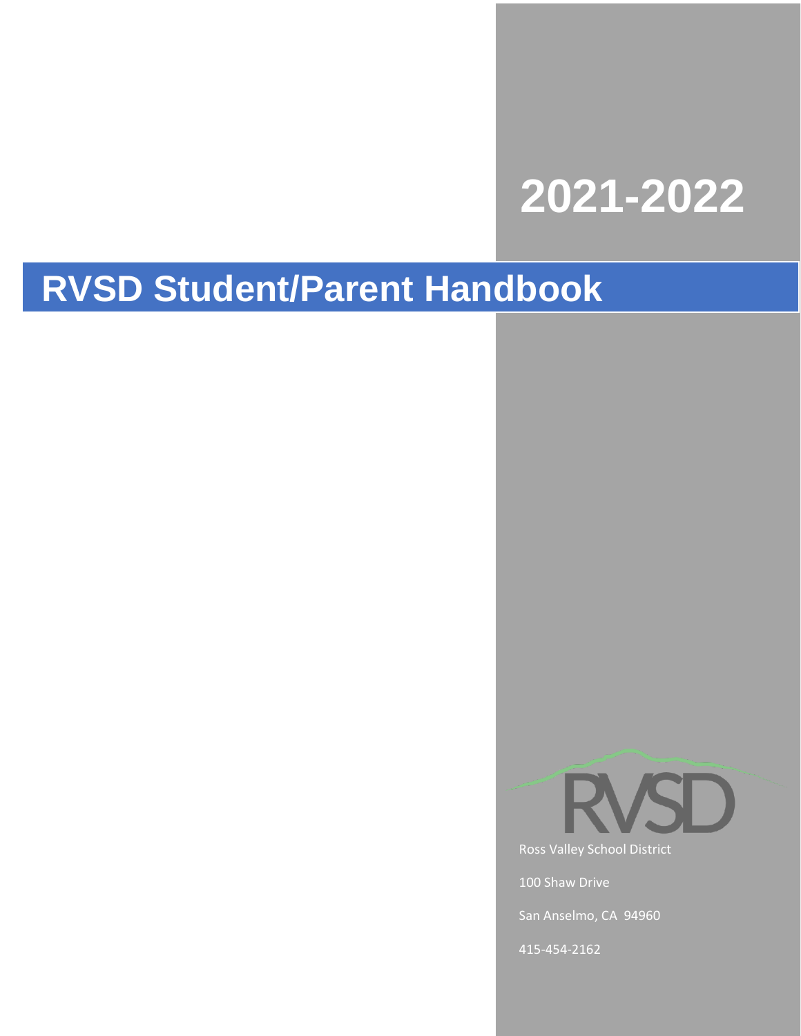# 2021-2022

# RVSD Student/Parent Handbook

RVSD

Ross Valley School District

100 Shaw Drive

San Anselmo, CA 94960

415-454-2162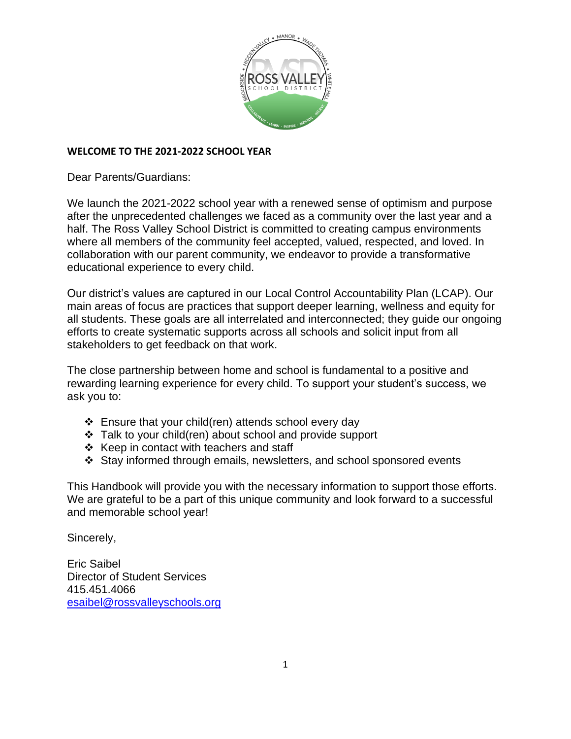**WELCOME TO THE 2021-2022 SCHOOL YEAR**

Dear Parents/Guardians:

We launch the 2021-2022 school year with a renewed sense of optimism and purpose after the unprecedented challenges we faced as a community over the last year and a half. The Ross Valley School District is committed to creating campus environments where all members of the community feel accepted, valued, respected, and loved. In collaboration with our parent community, we endeavor to provide a transformative educational experience to every child.

Our district's values are captured in our Local Control Accountability Plan (LCAP). Our main areas of focus are practices that support deeper learning, wellness and equity for all students. These goals are all interrelated and interconnected; they guide our ongoing efforts to create systematic supports across all schools and solicit input from all stakeholders to get feedback on that work.

The close partnership between home and school is fundamental to a positive and rewarding learning experience for every child. To support your student's success, we ask you to:

- Ensure that your child(ren) attends school every day
- Talk to your child(ren) about school and provide support
- Keep in contact with teachers and staff
- Stay informed through emails, newsletters, and school sponsored events

This Handbook will provide you with the necessary information to support those efforts. We are grateful to be a part of this unique community and look forward to a successful and memorable school year!

Sincerely,

Eric Saibel
Director of Student Services
415.451.4066
esaibel@rossvalleyschools.org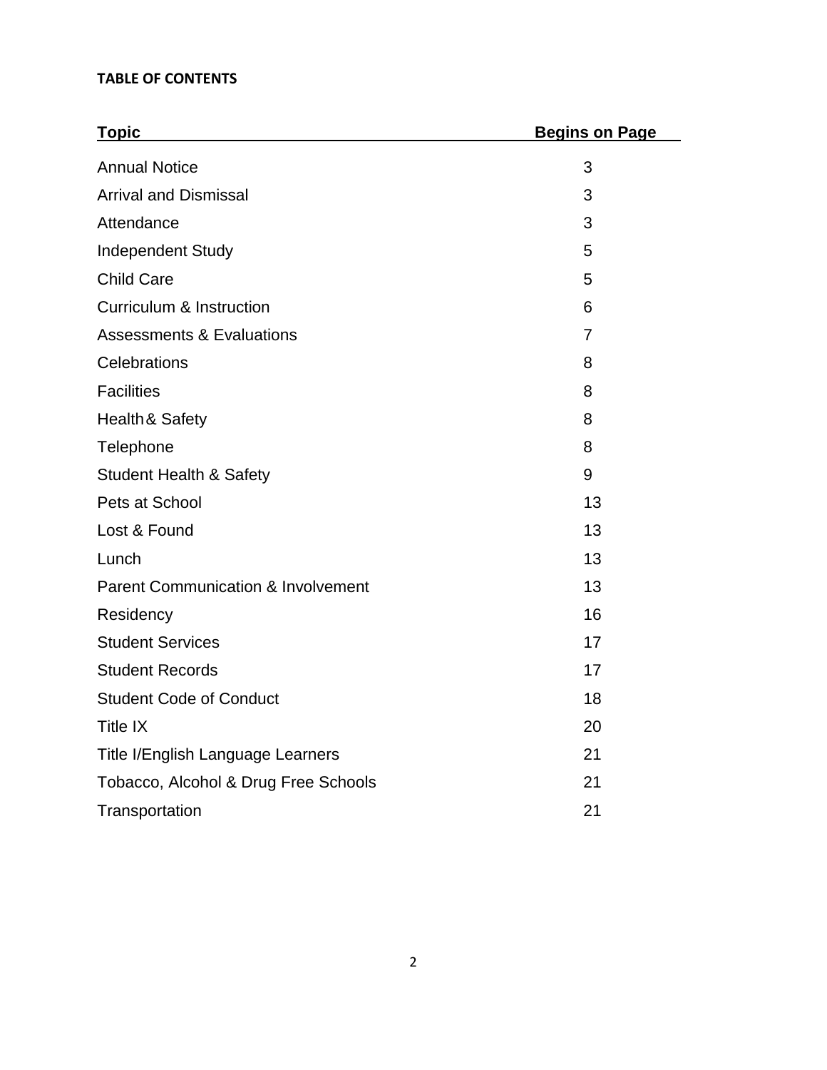**TABLE OF CONTENTS**

| Topic | Begins on Page |
|---|---|
| Annual Notice | 3 |
| Arrival and Dismissal | 3 |
| Attendance | 3 |
| Independent Study | 5 |
| Child Care | 5 |
| Curriculum & Instruction | 6 |
| Assessments & Evaluations | 7 |
| Celebrations | 8 |
| Facilities | 8 |
| Health & Safety | 8 |
| Telephone | 8 |
| Student Health & Safety | 9 |
| Pets at School | 13 |
| Lost & Found | 13 |
| Lunch | 13 |
| Parent Communication & Involvement | 13 |
| Residency | 16 |
| Student Services | 17 |
| Student Records | 17 |
| Student Code of Conduct | 18 |
| Title IX | 20 |
| Title I/English Language Learners | 21 |
| Tobacco, Alcohol & Drug Free Schools | 21 |
| Transportation | 21 |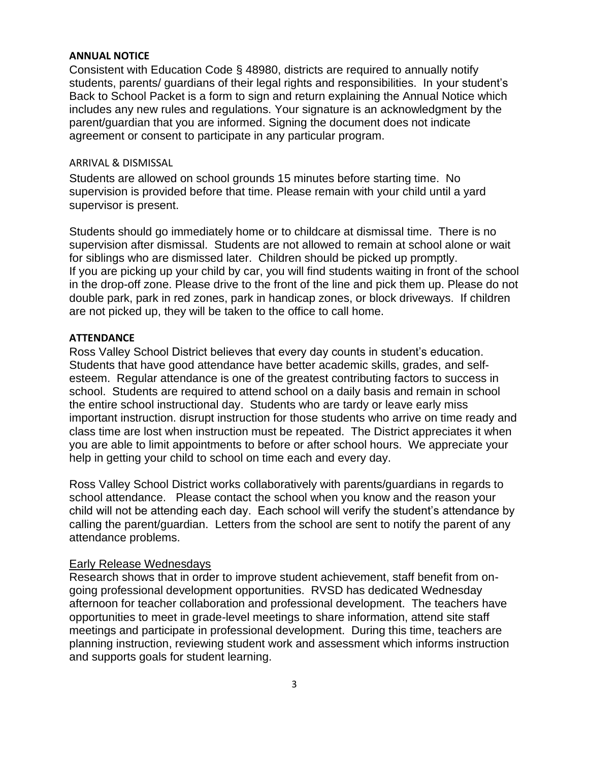**ANNUAL NOTICE**

Consistent with Education Code § 48980, districts are required to annually notify students, parents/ guardians of their legal rights and responsibilities. In your student's Back to School Packet is a form to sign and return explaining the Annual Notice which includes any new rules and regulations. Your signature is an acknowledgment by the parent/guardian that you are informed. Signing the document does not indicate agreement or consent to participate in any particular program.

ARRIVAL & DISMISSAL

Students are allowed on school grounds 15 minutes before starting time. No supervision is provided before that time. Please remain with your child until a yard supervisor is present.

Students should go immediately home or to childcare at dismissal time. There is no supervision after dismissal. Students are not allowed to remain at school alone or wait for siblings who are dismissed later. Children should be picked up promptly.
If you are picking up your child by car, you will find students waiting in front of the school in the drop-off zone. Please drive to the front of the line and pick them up. Please do not double park, park in red zones, park in handicap zones, or block driveways. If children are not picked up, they will be taken to the office to call home.

**ATTENDANCE**

Ross Valley School District believes that every day counts in student's education. Students that have good attendance have better academic skills, grades, and self-esteem. Regular attendance is one of the greatest contributing factors to success in school. Students are required to attend school on a daily basis and remain in school the entire school instructional day. Students who are tardy or leave early miss important instruction. disrupt instruction for those students who arrive on time ready and class time are lost when instruction must be repeated. The District appreciates it when you are able to limit appointments to before or after school hours. We appreciate your help in getting your child to school on time each and every day.

Ross Valley School District works collaboratively with parents/guardians in regards to school attendance. Please contact the school when you know and the reason your child will not be attending each day. Each school will verify the student's attendance by calling the parent/guardian. Letters from the school are sent to notify the parent of any attendance problems.

<u>Early Release Wednesdays</u>

Research shows that in order to improve student achievement, staff benefit from on-going professional development opportunities. RVSD has dedicated Wednesday afternoon for teacher collaboration and professional development. The teachers have opportunities to meet in grade-level meetings to share information, attend site staff meetings and participate in professional development. During this time, teachers are planning instruction, reviewing student work and assessment which informs instruction and supports goals for student learning.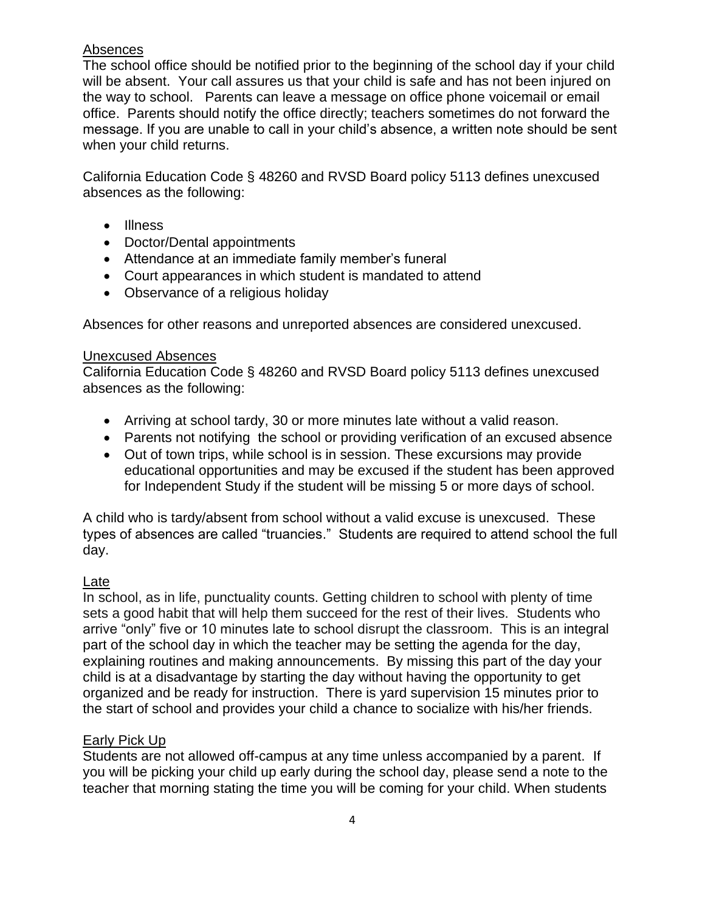## Absences

The school office should be notified prior to the beginning of the school day if your child will be absent. Your call assures us that your child is safe and has not been injured on the way to school. Parents can leave a message on office phone voicemail or email office. Parents should notify the office directly; teachers sometimes do not forward the message. If you are unable to call in your child's absence, a written note should be sent when your child returns.

California Education Code § 48260 and RVSD Board policy 5113 defines unexcused absences as the following:

- Illness
- Doctor/Dental appointments
- Attendance at an immediate family member's funeral
- Court appearances in which student is mandated to attend
- Observance of a religious holiday

Absences for other reasons and unreported absences are considered unexcused.

## Unexcused Absences

California Education Code § 48260 and RVSD Board policy 5113 defines unexcused absences as the following:

- Arriving at school tardy, 30 or more minutes late without a valid reason.
- Parents not notifying the school or providing verification of an excused absence
- Out of town trips, while school is in session. These excursions may provide educational opportunities and may be excused if the student has been approved for Independent Study if the student will be missing 5 or more days of school.

A child who is tardy/absent from school without a valid excuse is unexcused. These types of absences are called "truancies." Students are required to attend school the full day.

## Late

In school, as in life, punctuality counts. Getting children to school with plenty of time sets a good habit that will help them succeed for the rest of their lives. Students who arrive "only" five or 10 minutes late to school disrupt the classroom. This is an integral part of the school day in which the teacher may be setting the agenda for the day, explaining routines and making announcements. By missing this part of the day your child is at a disadvantage by starting the day without having the opportunity to get organized and be ready for instruction. There is yard supervision 15 minutes prior to the start of school and provides your child a chance to socialize with his/her friends.

## Early Pick Up

Students are not allowed off-campus at any time unless accompanied by a parent. If you will be picking your child up early during the school day, please send a note to the teacher that morning stating the time you will be coming for your child. When students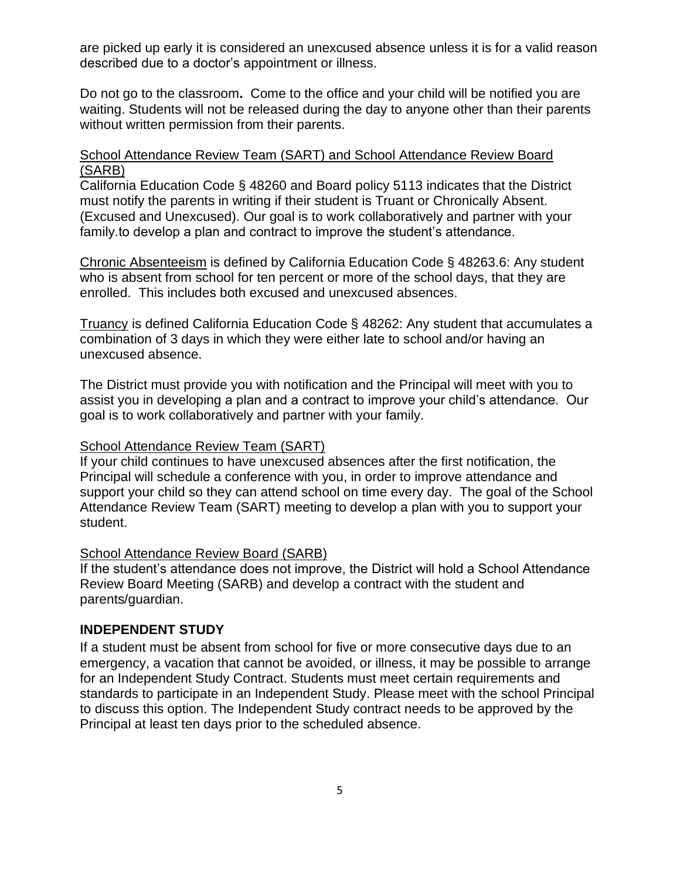are picked up early it is considered an unexcused absence unless it is for a valid reason described due to a doctor's appointment or illness.

Do not go to the classroom**.** Come to the office and your child will be notified you are waiting. Students will not be released during the day to anyone other than their parents without written permission from their parents.

<u>School Attendance Review Team (SART) and School Attendance Review Board (SARB)</u>
California Education Code § 48260 and Board policy 5113 indicates that the District must notify the parents in writing if their student is Truant or Chronically Absent. (Excused and Unexcused). Our goal is to work collaboratively and partner with your family.to develop a plan and contract to improve the student's attendance.

<u>Chronic Absenteeism</u> is defined by California Education Code § 48263.6: Any student who is absent from school for ten percent or more of the school days, that they are enrolled. This includes both excused and unexcused absences.

<u>Truancy</u> is defined California Education Code § 48262: Any student that accumulates a combination of 3 days in which they were either late to school and/or having an unexcused absence.

The District must provide you with notification and the Principal will meet with you to assist you in developing a plan and a contract to improve your child's attendance. Our goal is to work collaboratively and partner with your family.

<u>School Attendance Review Team (SART)</u>
If your child continues to have unexcused absences after the first notification, the Principal will schedule a conference with you, in order to improve attendance and support your child so they can attend school on time every day. The goal of the School Attendance Review Team (SART) meeting to develop a plan with you to support your student.

<u>School Attendance Review Board (SARB)</u>
If the student's attendance does not improve, the District will hold a School Attendance Review Board Meeting (SARB) and develop a contract with the student and parents/guardian.

## INDEPENDENT STUDY

If a student must be absent from school for five or more consecutive days due to an emergency, a vacation that cannot be avoided, or illness, it may be possible to arrange for an Independent Study Contract. Students must meet certain requirements and standards to participate in an Independent Study. Please meet with the school Principal to discuss this option. The Independent Study contract needs to be approved by the Principal at least ten days prior to the scheduled absence.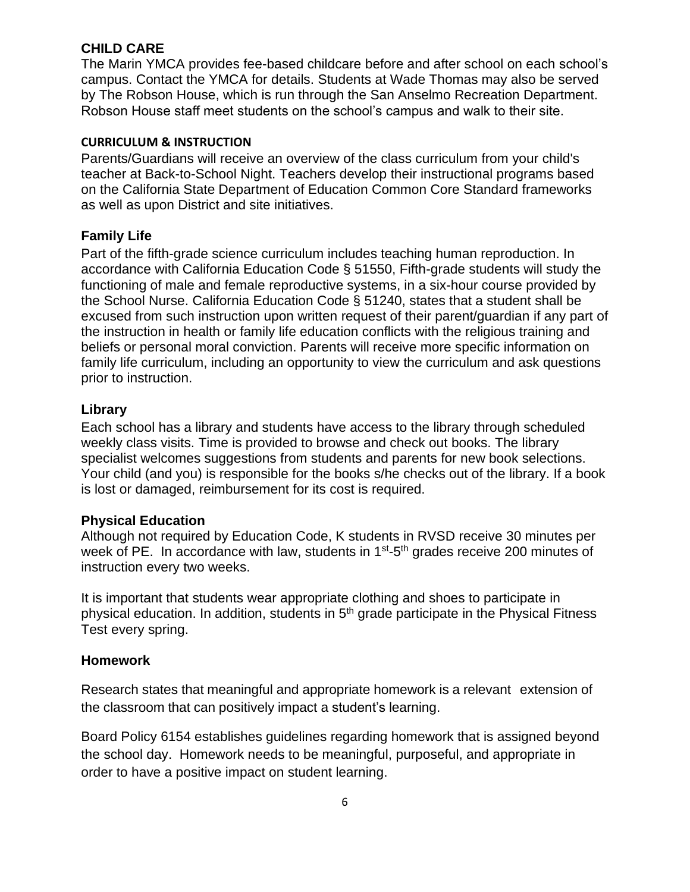## CHILD CARE

The Marin YMCA provides fee-based childcare before and after school on each school's campus. Contact the YMCA for details. Students at Wade Thomas may also be served by The Robson House, which is run through the San Anselmo Recreation Department. Robson House staff meet students on the school's campus and walk to their site.

## CURRICULUM & INSTRUCTION

Parents/Guardians will receive an overview of the class curriculum from your child's teacher at Back-to-School Night. Teachers develop their instructional programs based on the California State Department of Education Common Core Standard frameworks as well as upon District and site initiatives.

### Family Life

Part of the fifth-grade science curriculum includes teaching human reproduction. In accordance with California Education Code § 51550, Fifth-grade students will study the functioning of male and female reproductive systems, in a six-hour course provided by the School Nurse. California Education Code § 51240, states that a student shall be excused from such instruction upon written request of their parent/guardian if any part of the instruction in health or family life education conflicts with the religious training and beliefs or personal moral conviction. Parents will receive more specific information on family life curriculum, including an opportunity to view the curriculum and ask questions prior to instruction.

### Library

Each school has a library and students have access to the library through scheduled weekly class visits. Time is provided to browse and check out books. The library specialist welcomes suggestions from students and parents for new book selections. Your child (and you) is responsible for the books s/he checks out of the library. If a book is lost or damaged, reimbursement for its cost is required.

### Physical Education

Although not required by Education Code, K students in RVSD receive 30 minutes per week of PE. In accordance with law, students in 1st-5th grades receive 200 minutes of instruction every two weeks.

It is important that students wear appropriate clothing and shoes to participate in physical education. In addition, students in 5th grade participate in the Physical Fitness Test every spring.

### Homework

Research states that meaningful and appropriate homework is a relevant extension of the classroom that can positively impact a student's learning.

Board Policy 6154 establishes guidelines regarding homework that is assigned beyond the school day. Homework needs to be meaningful, purposeful, and appropriate in order to have a positive impact on student learning.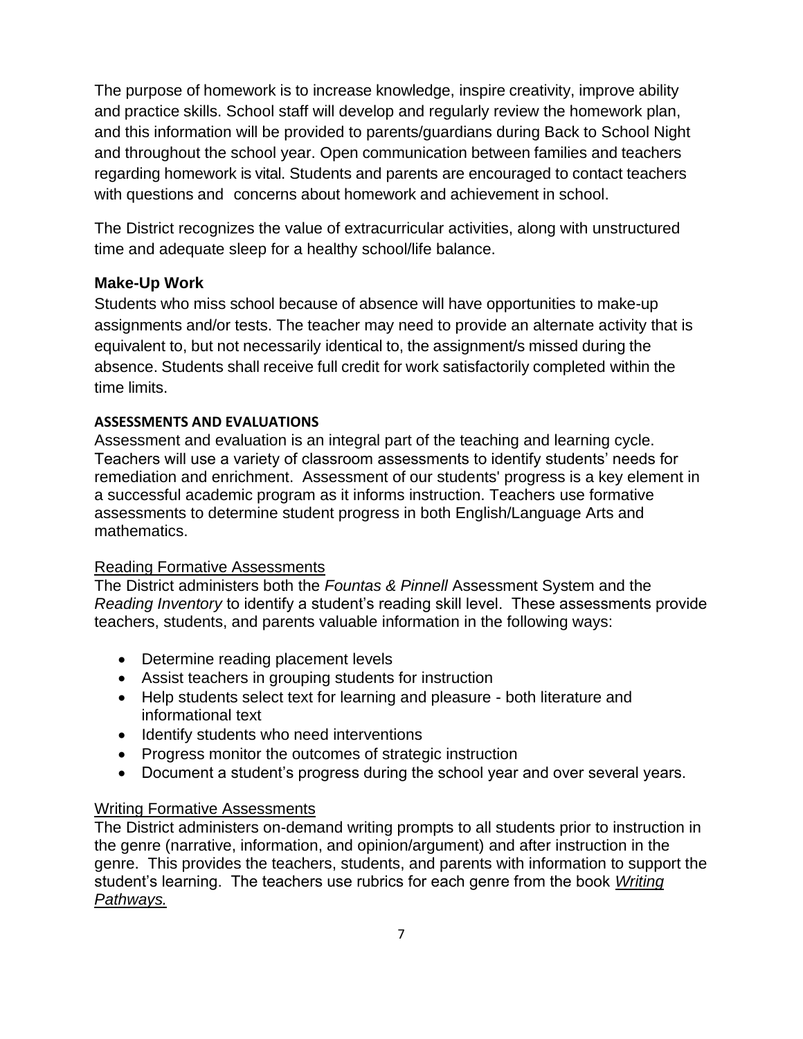The purpose of homework is to increase knowledge, inspire creativity, improve ability and practice skills. School staff will develop and regularly review the homework plan, and this information will be provided to parents/guardians during Back to School Night and throughout the school year. Open communication between families and teachers regarding homework is vital. Students and parents are encouraged to contact teachers with questions and concerns about homework and achievement in school.

The District recognizes the value of extracurricular activities, along with unstructured time and adequate sleep for a healthy school/life balance.

**Make-Up Work**

Students who miss school because of absence will have opportunities to make-up assignments and/or tests. The teacher may need to provide an alternate activity that is equivalent to, but not necessarily identical to, the assignment/s missed during the absence. Students shall receive full credit for work satisfactorily completed within the time limits.

**ASSESSMENTS AND EVALUATIONS**

Assessment and evaluation is an integral part of the teaching and learning cycle. Teachers will use a variety of classroom assessments to identify students' needs for remediation and enrichment. Assessment of our students' progress is a key element in a successful academic program as it informs instruction. Teachers use formative assessments to determine student progress in both English/Language Arts and mathematics.

<u>Reading Formative Assessments</u>

The District administers both the *Fountas & Pinnell* Assessment System and the *Reading Inventory* to identify a student's reading skill level. These assessments provide teachers, students, and parents valuable information in the following ways:

- Determine reading placement levels
- Assist teachers in grouping students for instruction
- Help students select text for learning and pleasure - both literature and informational text
- Identify students who need interventions
- Progress monitor the outcomes of strategic instruction
- Document a student's progress during the school year and over several years.

<u>Writing Formative Assessments</u>

The District administers on-demand writing prompts to all students prior to instruction in the genre (narrative, information, and opinion/argument) and after instruction in the genre. This provides the teachers, students, and parents with information to support the student's learning. The teachers use rubrics for each genre from the book *<u>Writing Pathways.</u>*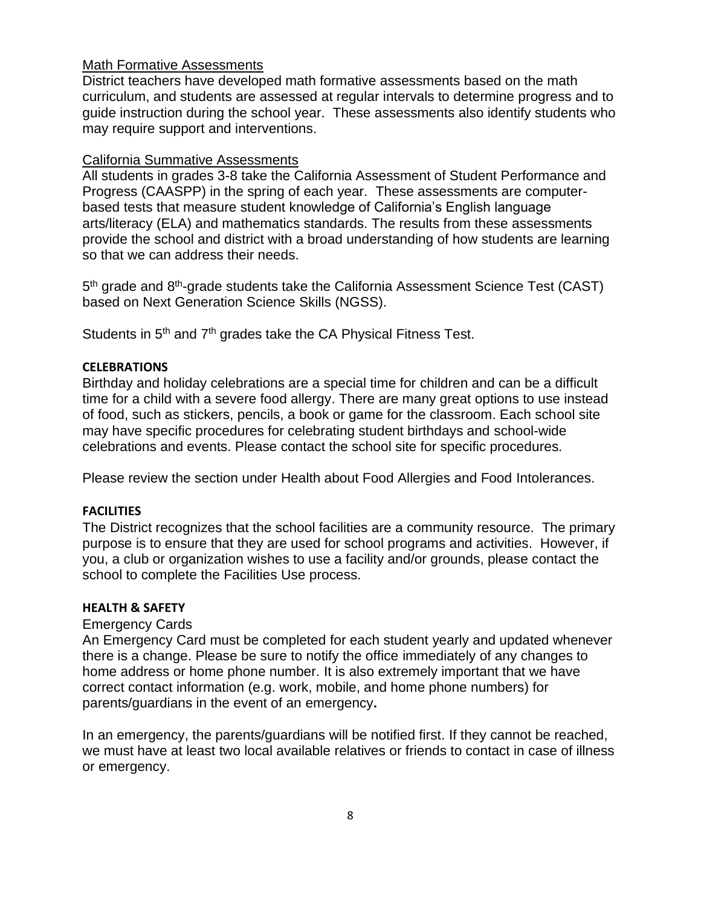<u>Math Formative Assessments</u>

District teachers have developed math formative assessments based on the math curriculum, and students are assessed at regular intervals to determine progress and to guide instruction during the school year. These assessments also identify students who may require support and interventions.

<u>California Summative Assessments</u>

All students in grades 3-8 take the California Assessment of Student Performance and Progress (CAASPP) in the spring of each year. These assessments are computer-based tests that measure student knowledge of California's English language arts/literacy (ELA) and mathematics standards. The results from these assessments provide the school and district with a broad understanding of how students are learning so that we can address their needs.

5th grade and 8th-grade students take the California Assessment Science Test (CAST) based on Next Generation Science Skills (NGSS).

Students in 5th and 7th grades take the CA Physical Fitness Test.

**CELEBRATIONS**

Birthday and holiday celebrations are a special time for children and can be a difficult time for a child with a severe food allergy. There are many great options to use instead of food, such as stickers, pencils, a book or game for the classroom. Each school site may have specific procedures for celebrating student birthdays and school-wide celebrations and events. Please contact the school site for specific procedures.

Please review the section under Health about Food Allergies and Food Intolerances.

**FACILITIES**

The District recognizes that the school facilities are a community resource. The primary purpose is to ensure that they are used for school programs and activities. However, if you, a club or organization wishes to use a facility and/or grounds, please contact the school to complete the Facilities Use process.

**HEALTH & SAFETY**

Emergency Cards

An Emergency Card must be completed for each student yearly and updated whenever there is a change. Please be sure to notify the office immediately of any changes to home address or home phone number. It is also extremely important that we have correct contact information (e.g. work, mobile, and home phone numbers) for parents/guardians in the event of an emergency**.**

In an emergency, the parents/guardians will be notified first. If they cannot be reached, we must have at least two local available relatives or friends to contact in case of illness or emergency.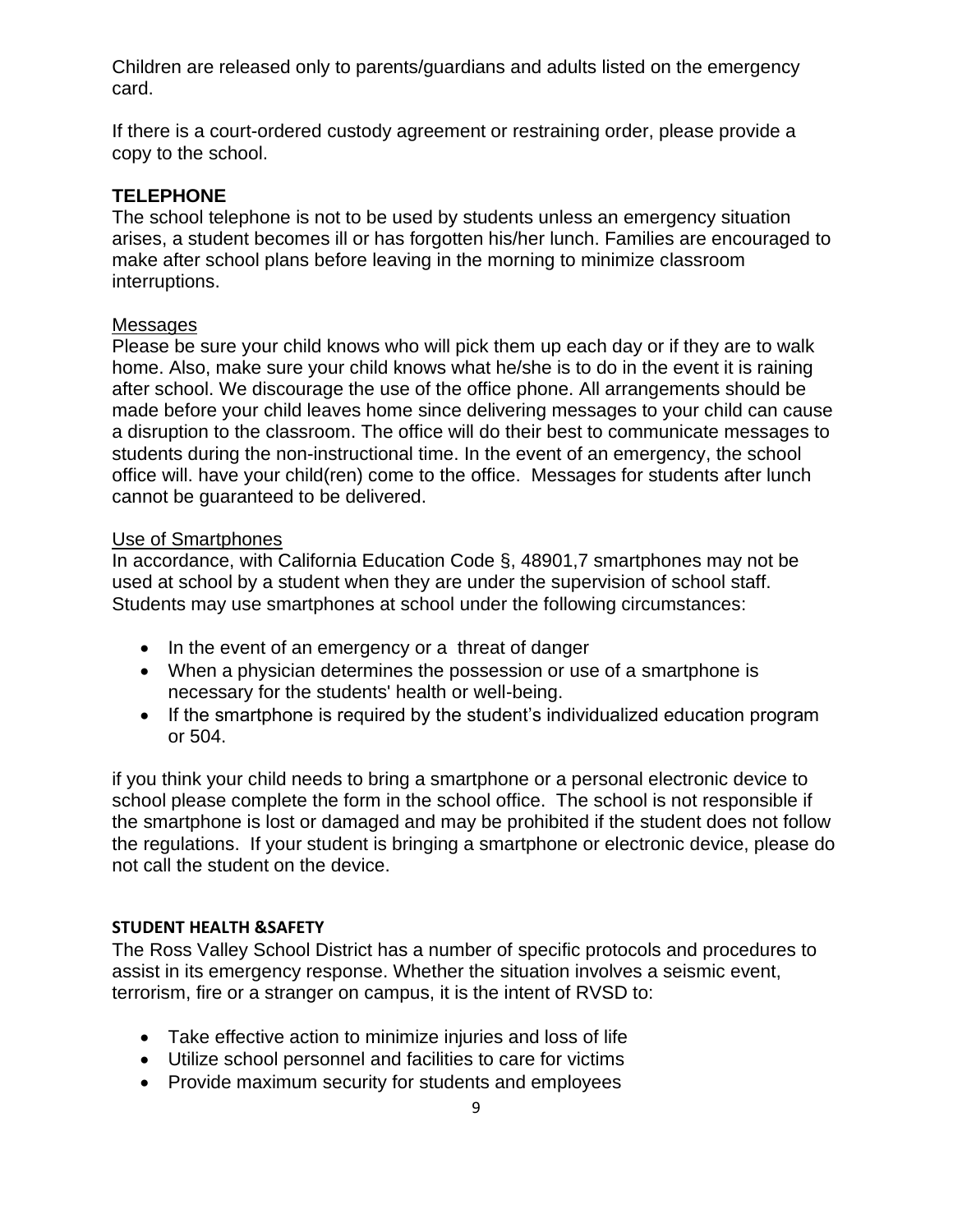Children are released only to parents/guardians and adults listed on the emergency card.

If there is a court-ordered custody agreement or restraining order, please provide a copy to the school.

## TELEPHONE

The school telephone is not to be used by students unless an emergency situation arises, a student becomes ill or has forgotten his/her lunch. Families are encouraged to make after school plans before leaving in the morning to minimize classroom interruptions.

### Messages

Please be sure your child knows who will pick them up each day or if they are to walk home. Also, make sure your child knows what he/she is to do in the event it is raining after school. We discourage the use of the office phone. All arrangements should be made before your child leaves home since delivering messages to your child can cause a disruption to the classroom. The office will do their best to communicate messages to students during the non-instructional time. In the event of an emergency, the school office will. have your child(ren) come to the office. Messages for students after lunch cannot be guaranteed to be delivered.

### Use of Smartphones

In accordance, with California Education Code §, 48901,7 smartphones may not be used at school by a student when they are under the supervision of school staff. Students may use smartphones at school under the following circumstances:

- In the event of an emergency or a threat of danger
- When a physician determines the possession or use of a smartphone is necessary for the students' health or well-being.
- If the smartphone is required by the student's individualized education program or 504.

if you think your child needs to bring a smartphone or a personal electronic device to school please complete the form in the school office. The school is not responsible if the smartphone is lost or damaged and may be prohibited if the student does not follow the regulations. If your student is bringing a smartphone or electronic device, please do not call the student on the device.

## STUDENT HEALTH &SAFETY

The Ross Valley School District has a number of specific protocols and procedures to assist in its emergency response. Whether the situation involves a seismic event, terrorism, fire or a stranger on campus, it is the intent of RVSD to:

- Take effective action to minimize injuries and loss of life
- Utilize school personnel and facilities to care for victims
- Provide maximum security for students and employees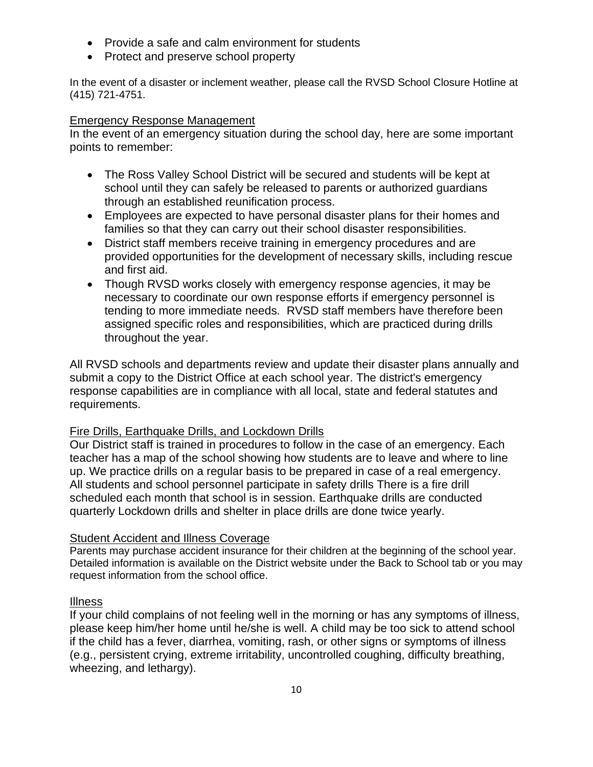- Provide a safe and calm environment for students
- Protect and preserve school property

In the event of a disaster or inclement weather, please call the RVSD School Closure Hotline at (415) 721-4751.

## Emergency Response Management

In the event of an emergency situation during the school day, here are some important points to remember:

- The Ross Valley School District will be secured and students will be kept at school until they can safely be released to parents or authorized guardians through an established reunification process.
- Employees are expected to have personal disaster plans for their homes and families so that they can carry out their school disaster responsibilities.
- District staff members receive training in emergency procedures and are provided opportunities for the development of necessary skills, including rescue and first aid.
- Though RVSD works closely with emergency response agencies, it may be necessary to coordinate our own response efforts if emergency personnel is tending to more immediate needs. RVSD staff members have therefore been assigned specific roles and responsibilities, which are practiced during drills throughout the year.

All RVSD schools and departments review and update their disaster plans annually and submit a copy to the District Office at each school year. The district's emergency response capabilities are in compliance with all local, state and federal statutes and requirements.

## Fire Drills, Earthquake Drills, and Lockdown Drills

Our District staff is trained in procedures to follow in the case of an emergency. Each teacher has a map of the school showing how students are to leave and where to line up. We practice drills on a regular basis to be prepared in case of a real emergency. All students and school personnel participate in safety drills There is a fire drill scheduled each month that school is in session. Earthquake drills are conducted quarterly Lockdown drills and shelter in place drills are done twice yearly.

## Student Accident and Illness Coverage

Parents may purchase accident insurance for their children at the beginning of the school year. Detailed information is available on the District website under the Back to School tab or you may request information from the school office.

## Illness

If your child complains of not feeling well in the morning or has any symptoms of illness, please keep him/her home until he/she is well. A child may be too sick to attend school if the child has a fever, diarrhea, vomiting, rash, or other signs or symptoms of illness (e.g., persistent crying, extreme irritability, uncontrolled coughing, difficulty breathing, wheezing, and lethargy).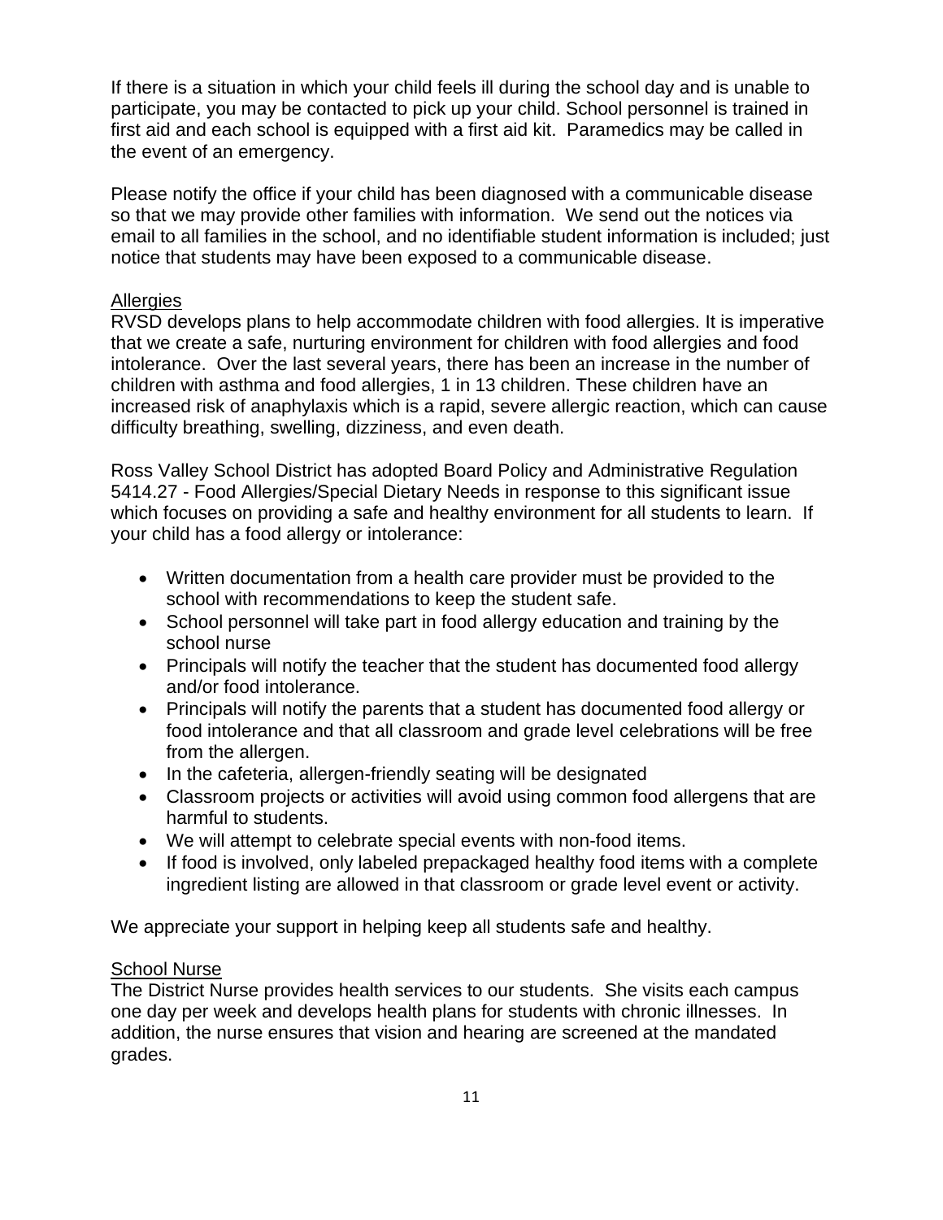If there is a situation in which your child feels ill during the school day and is unable to participate, you may be contacted to pick up your child. School personnel is trained in first aid and each school is equipped with a first aid kit. Paramedics may be called in the event of an emergency.

Please notify the office if your child has been diagnosed with a communicable disease so that we may provide other families with information. We send out the notices via email to all families in the school, and no identifiable student information is included; just notice that students may have been exposed to a communicable disease.

### Allergies

RVSD develops plans to help accommodate children with food allergies. It is imperative that we create a safe, nurturing environment for children with food allergies and food intolerance. Over the last several years, there has been an increase in the number of children with asthma and food allergies, 1 in 13 children. These children have an increased risk of anaphylaxis which is a rapid, severe allergic reaction, which can cause difficulty breathing, swelling, dizziness, and even death.

Ross Valley School District has adopted Board Policy and Administrative Regulation 5414.27 - Food Allergies/Special Dietary Needs in response to this significant issue which focuses on providing a safe and healthy environment for all students to learn. If your child has a food allergy or intolerance:

- Written documentation from a health care provider must be provided to the school with recommendations to keep the student safe.
- School personnel will take part in food allergy education and training by the school nurse
- Principals will notify the teacher that the student has documented food allergy and/or food intolerance.
- Principals will notify the parents that a student has documented food allergy or food intolerance and that all classroom and grade level celebrations will be free from the allergen.
- In the cafeteria, allergen-friendly seating will be designated
- Classroom projects or activities will avoid using common food allergens that are harmful to students.
- We will attempt to celebrate special events with non-food items.
- If food is involved, only labeled prepackaged healthy food items with a complete ingredient listing are allowed in that classroom or grade level event or activity.

We appreciate your support in helping keep all students safe and healthy.

### School Nurse

The District Nurse provides health services to our students. She visits each campus one day per week and develops health plans for students with chronic illnesses. In addition, the nurse ensures that vision and hearing are screened at the mandated grades.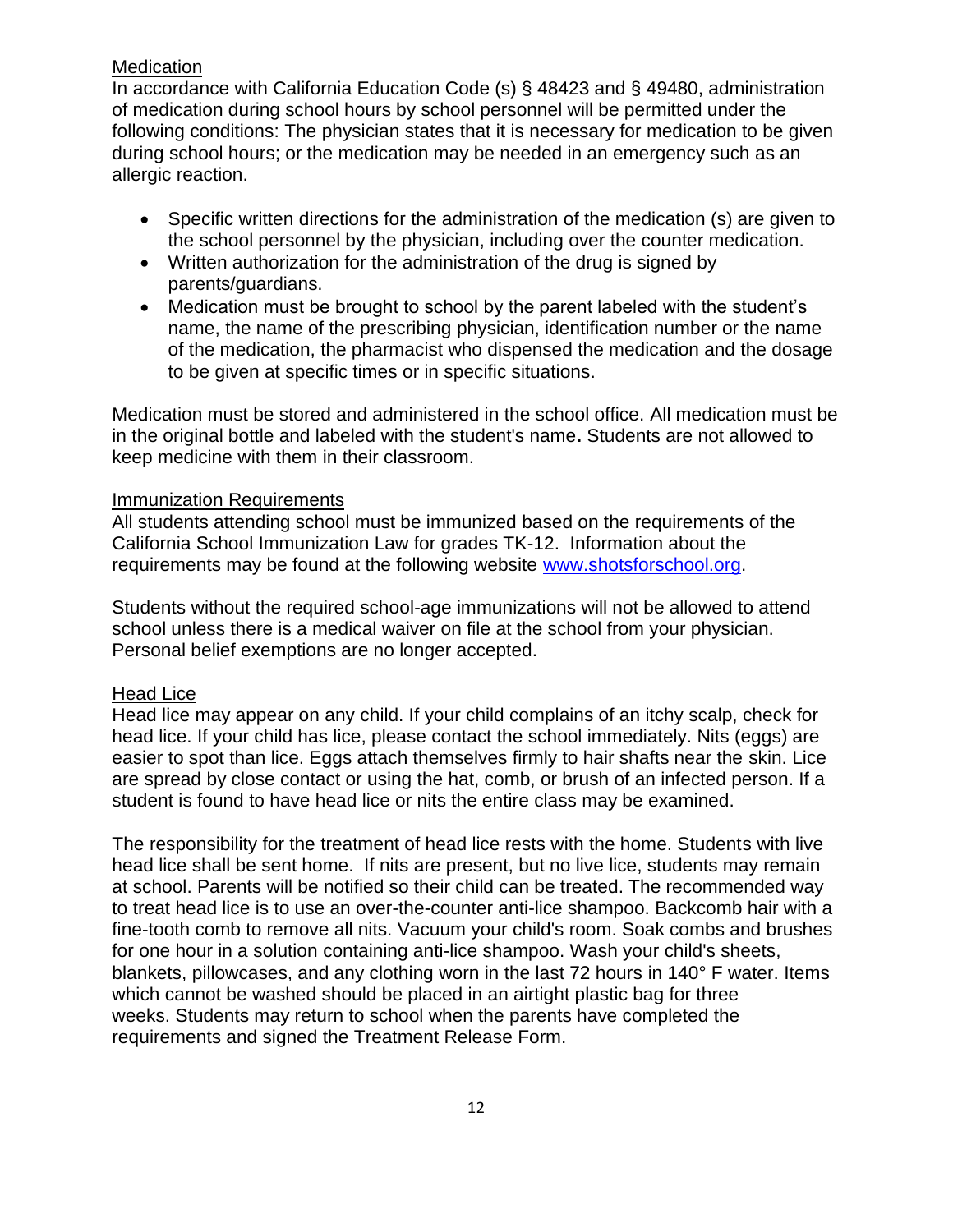## Medication

In accordance with California Education Code (s) § 48423 and § 49480, administration of medication during school hours by school personnel will be permitted under the following conditions: The physician states that it is necessary for medication to be given during school hours; or the medication may be needed in an emergency such as an allergic reaction.

- Specific written directions for the administration of the medication (s) are given to the school personnel by the physician, including over the counter medication.
- Written authorization for the administration of the drug is signed by parents/guardians.
- Medication must be brought to school by the parent labeled with the student's name, the name of the prescribing physician, identification number or the name of the medication, the pharmacist who dispensed the medication and the dosage to be given at specific times or in specific situations.

Medication must be stored and administered in the school office. All medication must be in the original bottle and labeled with the student's name**.** Students are not allowed to keep medicine with them in their classroom.

## Immunization Requirements

All students attending school must be immunized based on the requirements of the California School Immunization Law for grades TK-12. Information about the requirements may be found at the following website [www.shotsforschool.org](http://www.shotsforschool.org).

Students without the required school-age immunizations will not be allowed to attend school unless there is a medical waiver on file at the school from your physician. Personal belief exemptions are no longer accepted.

## Head Lice

Head lice may appear on any child. If your child complains of an itchy scalp, check for head lice. If your child has lice, please contact the school immediately. Nits (eggs) are easier to spot than lice. Eggs attach themselves firmly to hair shafts near the skin. Lice are spread by close contact or using the hat, comb, or brush of an infected person. If a student is found to have head lice or nits the entire class may be examined.

The responsibility for the treatment of head lice rests with the home. Students with live head lice shall be sent home. If nits are present, but no live lice, students may remain at school. Parents will be notified so their child can be treated. The recommended way to treat head lice is to use an over-the-counter anti-lice shampoo. Backcomb hair with a fine-tooth comb to remove all nits. Vacuum your child's room. Soak combs and brushes for one hour in a solution containing anti-lice shampoo. Wash your child's sheets, blankets, pillowcases, and any clothing worn in the last 72 hours in 140° F water. Items which cannot be washed should be placed in an airtight plastic bag for three weeks. Students may return to school when the parents have completed the requirements and signed the Treatment Release Form.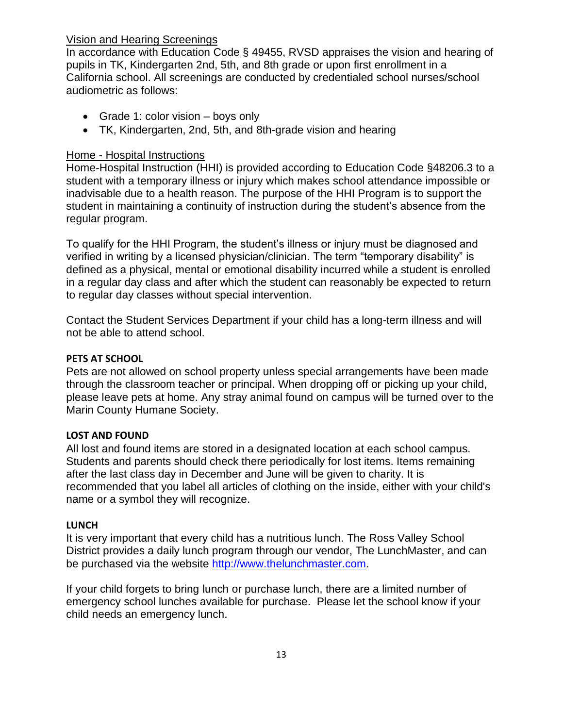Vision and Hearing Screenings

In accordance with Education Code § 49455, RVSD appraises the vision and hearing of pupils in TK, Kindergarten 2nd, 5th, and 8th grade or upon first enrollment in a California school. All screenings are conducted by credentialed school nurses/school audiometric as follows:

- Grade 1: color vision – boys only
- TK, Kindergarten, 2nd, 5th, and 8th-grade vision and hearing

Home - Hospital Instructions

Home-Hospital Instruction (HHI) is provided according to Education Code §48206.3 to a student with a temporary illness or injury which makes school attendance impossible or inadvisable due to a health reason. The purpose of the HHI Program is to support the student in maintaining a continuity of instruction during the student's absence from the regular program.

To qualify for the HHI Program, the student's illness or injury must be diagnosed and verified in writing by a licensed physician/clinician. The term "temporary disability" is defined as a physical, mental or emotional disability incurred while a student is enrolled in a regular day class and after which the student can reasonably be expected to return to regular day classes without special intervention.

Contact the Student Services Department if your child has a long-term illness and will not be able to attend school.

**PETS AT SCHOOL**

Pets are not allowed on school property unless special arrangements have been made through the classroom teacher or principal. When dropping off or picking up your child, please leave pets at home. Any stray animal found on campus will be turned over to the Marin County Humane Society.

**LOST AND FOUND**

All lost and found items are stored in a designated location at each school campus. Students and parents should check there periodically for lost items. Items remaining after the last class day in December and June will be given to charity. It is recommended that you label all articles of clothing on the inside, either with your child's name or a symbol they will recognize.

**LUNCH**

It is very important that every child has a nutritious lunch. The Ross Valley School District provides a daily lunch program through our vendor, The LunchMaster, and can be purchased via the website http://www.thelunchmaster.com.

If your child forgets to bring lunch or purchase lunch, there are a limited number of emergency school lunches available for purchase. Please let the school know if your child needs an emergency lunch.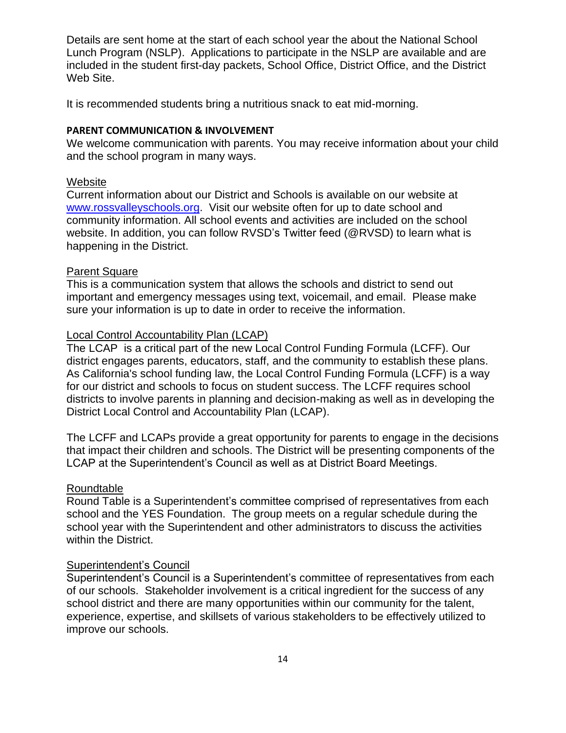Details are sent home at the start of each school year the about the National School Lunch Program (NSLP). Applications to participate in the NSLP are available and are included in the student first-day packets, School Office, District Office, and the District Web Site.

It is recommended students bring a nutritious snack to eat mid-morning.

**PARENT COMMUNICATION & INVOLVEMENT**

We welcome communication with parents. You may receive information about your child and the school program in many ways.

<u>Website</u>

Current information about our District and Schools is available on our website at [www.rossvalleyschools.org](www.rossvalleyschools.org). Visit our website often for up to date school and community information. All school events and activities are included on the school website. In addition, you can follow RVSD's Twitter feed (@RVSD) to learn what is happening in the District.

<u>Parent Square</u>

This is a communication system that allows the schools and district to send out important and emergency messages using text, voicemail, and email. Please make sure your information is up to date in order to receive the information.

<u>Local Control Accountability Plan (LCAP)</u>

The LCAP is a critical part of the new Local Control Funding Formula (LCFF). Our district engages parents, educators, staff, and the community to establish these plans. As California's school funding law, the Local Control Funding Formula (LCFF) is a way for our district and schools to focus on student success. The LCFF requires school districts to involve parents in planning and decision-making as well as in developing the District Local Control and Accountability Plan (LCAP).

The LCFF and LCAPs provide a great opportunity for parents to engage in the decisions that impact their children and schools. The District will be presenting components of the LCAP at the Superintendent's Council as well as at District Board Meetings.

<u>Roundtable</u>

Round Table is a Superintendent's committee comprised of representatives from each school and the YES Foundation. The group meets on a regular schedule during the school year with the Superintendent and other administrators to discuss the activities within the District.

<u>Superintendent's Council</u>

Superintendent's Council is a Superintendent's committee of representatives from each of our schools. Stakeholder involvement is a critical ingredient for the success of any school district and there are many opportunities within our community for the talent, experience, expertise, and skillsets of various stakeholders to be effectively utilized to improve our schools.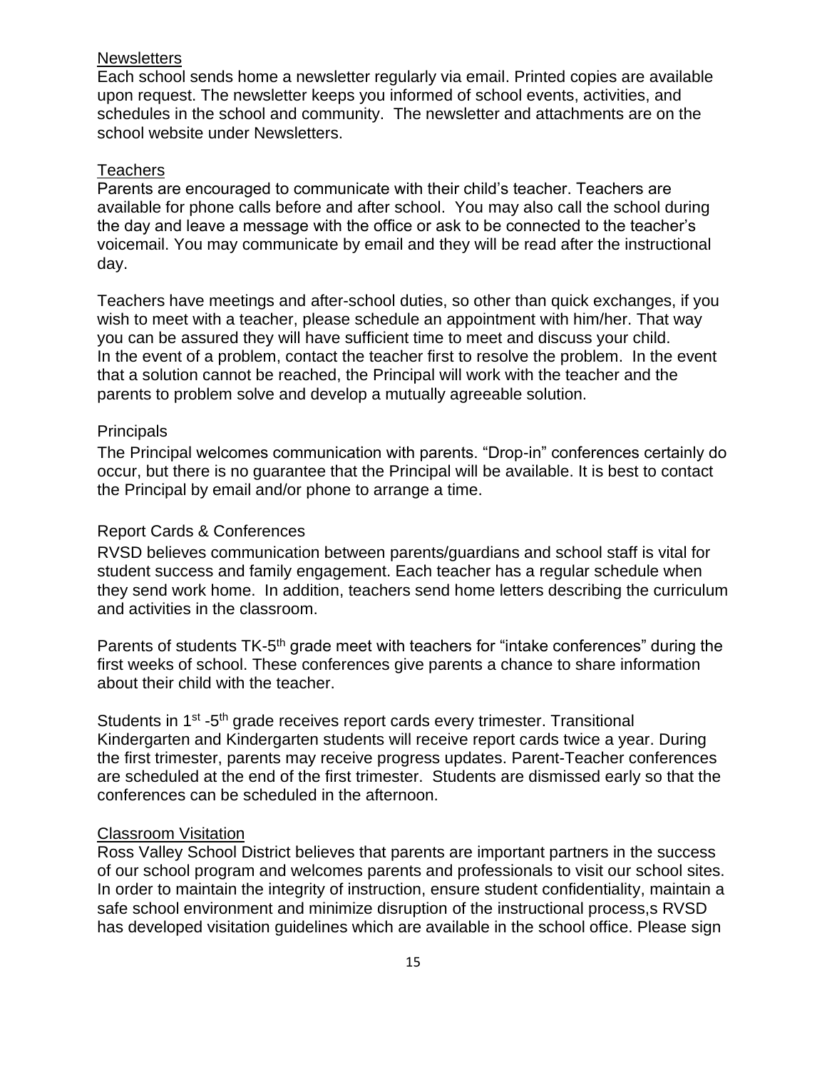### Newsletters

Each school sends home a newsletter regularly via email. Printed copies are available upon request. The newsletter keeps you informed of school events, activities, and schedules in the school and community. The newsletter and attachments are on the school website under Newsletters.

### Teachers

Parents are encouraged to communicate with their child's teacher. Teachers are available for phone calls before and after school. You may also call the school during the day and leave a message with the office or ask to be connected to the teacher's voicemail. You may communicate by email and they will be read after the instructional day.

Teachers have meetings and after-school duties, so other than quick exchanges, if you wish to meet with a teacher, please schedule an appointment with him/her. That way you can be assured they will have sufficient time to meet and discuss your child. In the event of a problem, contact the teacher first to resolve the problem. In the event that a solution cannot be reached, the Principal will work with the teacher and the parents to problem solve and develop a mutually agreeable solution.

### Principals

The Principal welcomes communication with parents. "Drop-in" conferences certainly do occur, but there is no guarantee that the Principal will be available. It is best to contact the Principal by email and/or phone to arrange a time.

### Report Cards & Conferences

RVSD believes communication between parents/guardians and school staff is vital for student success and family engagement. Each teacher has a regular schedule when they send work home. In addition, teachers send home letters describing the curriculum and activities in the classroom.

Parents of students TK-5th grade meet with teachers for "intake conferences" during the first weeks of school. These conferences give parents a chance to share information about their child with the teacher.

Students in 1st -5th grade receives report cards every trimester. Transitional Kindergarten and Kindergarten students will receive report cards twice a year. During the first trimester, parents may receive progress updates. Parent-Teacher conferences are scheduled at the end of the first trimester. Students are dismissed early so that the conferences can be scheduled in the afternoon.

### Classroom Visitation

Ross Valley School District believes that parents are important partners in the success of our school program and welcomes parents and professionals to visit our school sites. In order to maintain the integrity of instruction, ensure student confidentiality, maintain a safe school environment and minimize disruption of the instructional process,s RVSD has developed visitation guidelines which are available in the school office. Please sign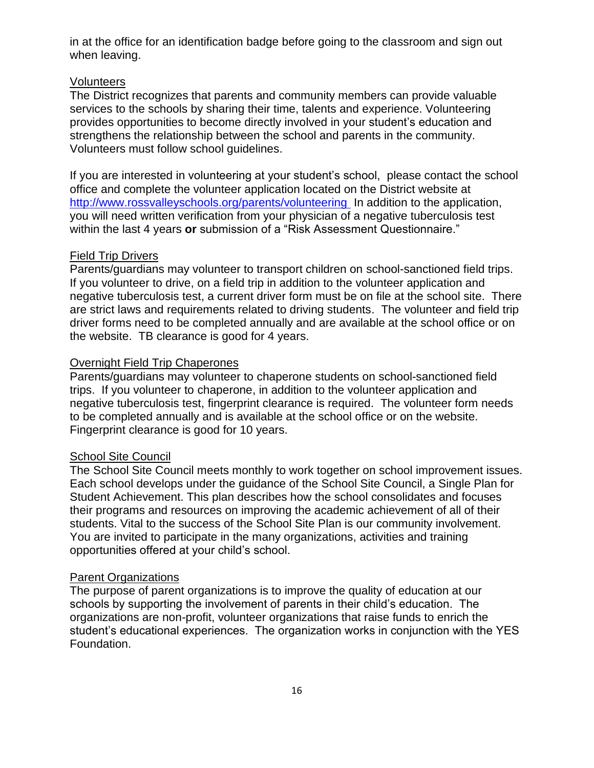in at the office for an identification badge before going to the classroom and sign out when leaving.

<u>Volunteers</u>

The District recognizes that parents and community members can provide valuable services to the schools by sharing their time, talents and experience. Volunteering provides opportunities to become directly involved in your student's education and strengthens the relationship between the school and parents in the community. Volunteers must follow school guidelines.

If you are interested in volunteering at your student's school, please contact the school office and complete the volunteer application located on the District website at [http://www.rossvalleyschools.org/parents/volunteering](http://www.rossvalleyschools.org/parents/volunteering) In addition to the application, you will need written verification from your physician of a negative tuberculosis test within the last 4 years **or** submission of a "Risk Assessment Questionnaire."

<u>Field Trip Drivers</u>

Parents/guardians may volunteer to transport children on school-sanctioned field trips. If you volunteer to drive, on a field trip in addition to the volunteer application and negative tuberculosis test, a current driver form must be on file at the school site. There are strict laws and requirements related to driving students. The volunteer and field trip driver forms need to be completed annually and are available at the school office or on the website. TB clearance is good for 4 years.

<u>Overnight Field Trip Chaperones</u>

Parents/guardians may volunteer to chaperone students on school-sanctioned field trips. If you volunteer to chaperone, in addition to the volunteer application and negative tuberculosis test, fingerprint clearance is required. The volunteer form needs to be completed annually and is available at the school office or on the website. Fingerprint clearance is good for 10 years.

<u>School Site Council</u>

The School Site Council meets monthly to work together on school improvement issues. Each school develops under the guidance of the School Site Council, a Single Plan for Student Achievement. This plan describes how the school consolidates and focuses their programs and resources on improving the academic achievement of all of their students. Vital to the success of the School Site Plan is our community involvement. You are invited to participate in the many organizations, activities and training opportunities offered at your child's school.

<u>Parent Organizations</u>

The purpose of parent organizations is to improve the quality of education at our schools by supporting the involvement of parents in their child's education. The organizations are non-profit, volunteer organizations that raise funds to enrich the student's educational experiences. The organization works in conjunction with the YES Foundation.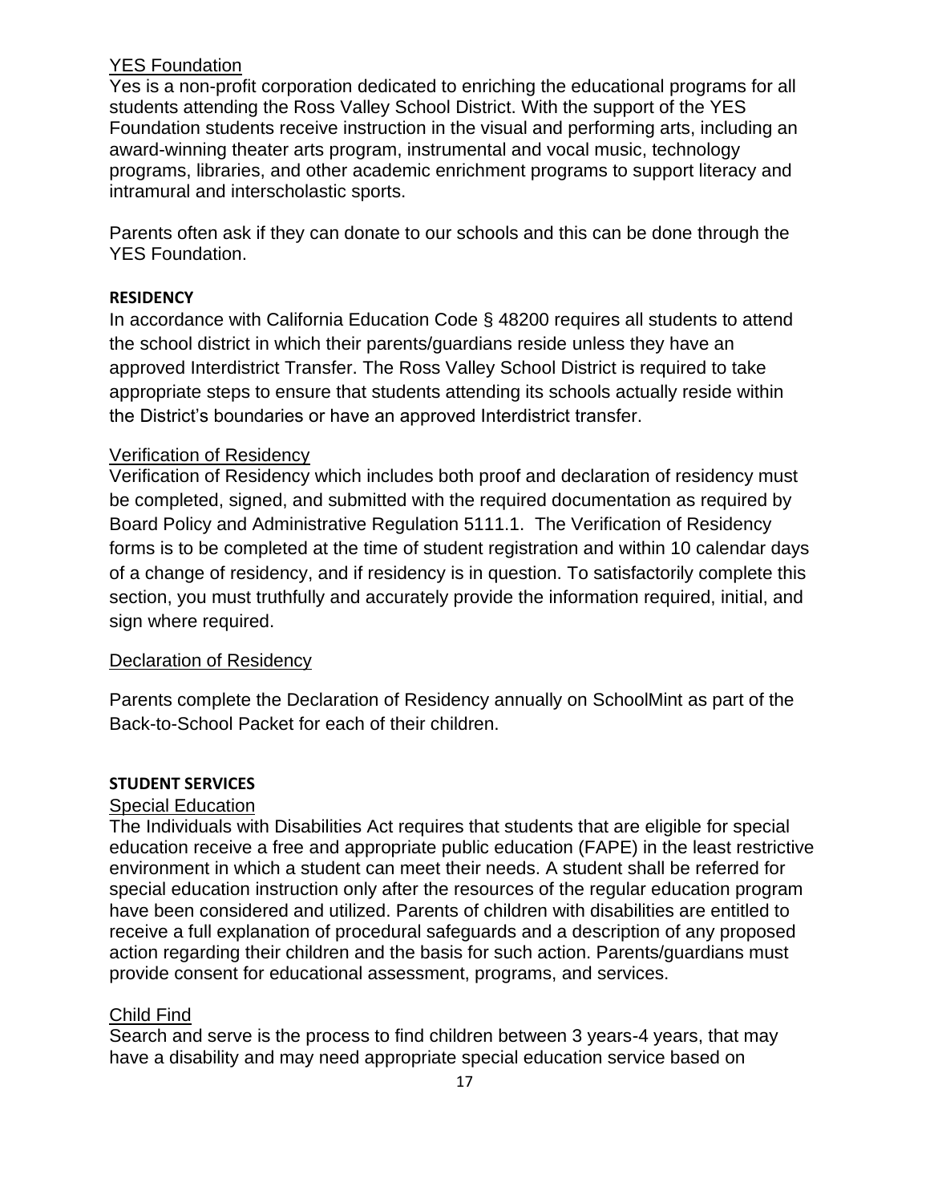<u>YES Foundation</u>

Yes is a non-profit corporation dedicated to enriching the educational programs for all students attending the Ross Valley School District. With the support of the YES Foundation students receive instruction in the visual and performing arts, including an award-winning theater arts program, instrumental and vocal music, technology programs, libraries, and other academic enrichment programs to support literacy and intramural and interscholastic sports.

Parents often ask if they can donate to our schools and this can be done through the YES Foundation.

**RESIDENCY**

In accordance with California Education Code § 48200 requires all students to attend the school district in which their parents/guardians reside unless they have an approved Interdistrict Transfer. The Ross Valley School District is required to take appropriate steps to ensure that students attending its schools actually reside within the District's boundaries or have an approved Interdistrict transfer.

<u>Verification of Residency</u>

Verification of Residency which includes both proof and declaration of residency must be completed, signed, and submitted with the required documentation as required by Board Policy and Administrative Regulation 5111.1. The Verification of Residency forms is to be completed at the time of student registration and within 10 calendar days of a change of residency, and if residency is in question. To satisfactorily complete this section, you must truthfully and accurately provide the information required, initial, and sign where required.

<u>Declaration of Residency</u>

Parents complete the Declaration of Residency annually on SchoolMint as part of the Back-to-School Packet for each of their children.

**STUDENT SERVICES**

<u>Special Education</u>

The Individuals with Disabilities Act requires that students that are eligible for special education receive a free and appropriate public education (FAPE) in the least restrictive environment in which a student can meet their needs. A student shall be referred for special education instruction only after the resources of the regular education program have been considered and utilized. Parents of children with disabilities are entitled to receive a full explanation of procedural safeguards and a description of any proposed action regarding their children and the basis for such action. Parents/guardians must provide consent for educational assessment, programs, and services.

<u>Child Find</u>

Search and serve is the process to find children between 3 years-4 years, that may have a disability and may need appropriate special education service based on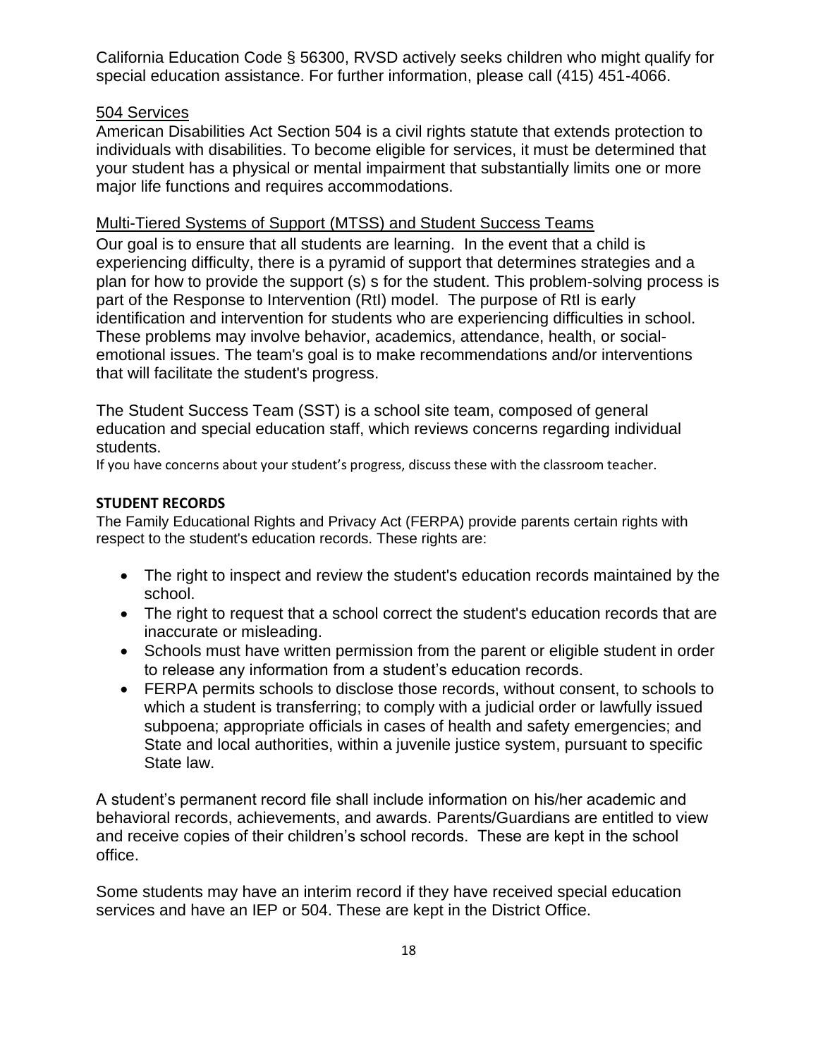California Education Code § 56300, RVSD actively seeks children who might qualify for special education assistance. For further information, please call (415) 451-4066.

### 504 Services

American Disabilities Act Section 504 is a civil rights statute that extends protection to individuals with disabilities. To become eligible for services, it must be determined that your student has a physical or mental impairment that substantially limits one or more major life functions and requires accommodations.

### Multi-Tiered Systems of Support (MTSS) and Student Success Teams

Our goal is to ensure that all students are learning. In the event that a child is experiencing difficulty, there is a pyramid of support that determines strategies and a plan for how to provide the support (s) s for the student. This problem-solving process is part of the Response to Intervention (RtI) model. The purpose of RtI is early identification and intervention for students who are experiencing difficulties in school. These problems may involve behavior, academics, attendance, health, or social-emotional issues. The team's goal is to make recommendations and/or interventions that will facilitate the student's progress.

The Student Success Team (SST) is a school site team, composed of general education and special education staff, which reviews concerns regarding individual students.

If you have concerns about your student's progress, discuss these with the classroom teacher.

## STUDENT RECORDS

The Family Educational Rights and Privacy Act (FERPA) provide parents certain rights with respect to the student's education records. These rights are:

- The right to inspect and review the student's education records maintained by the school.
- The right to request that a school correct the student's education records that are inaccurate or misleading.
- Schools must have written permission from the parent or eligible student in order to release any information from a student's education records.
- FERPA permits schools to disclose those records, without consent, to schools to which a student is transferring; to comply with a judicial order or lawfully issued subpoena; appropriate officials in cases of health and safety emergencies; and State and local authorities, within a juvenile justice system, pursuant to specific State law.

A student's permanent record file shall include information on his/her academic and behavioral records, achievements, and awards. Parents/Guardians are entitled to view and receive copies of their children's school records. These are kept in the school office.

Some students may have an interim record if they have received special education services and have an IEP or 504. These are kept in the District Office.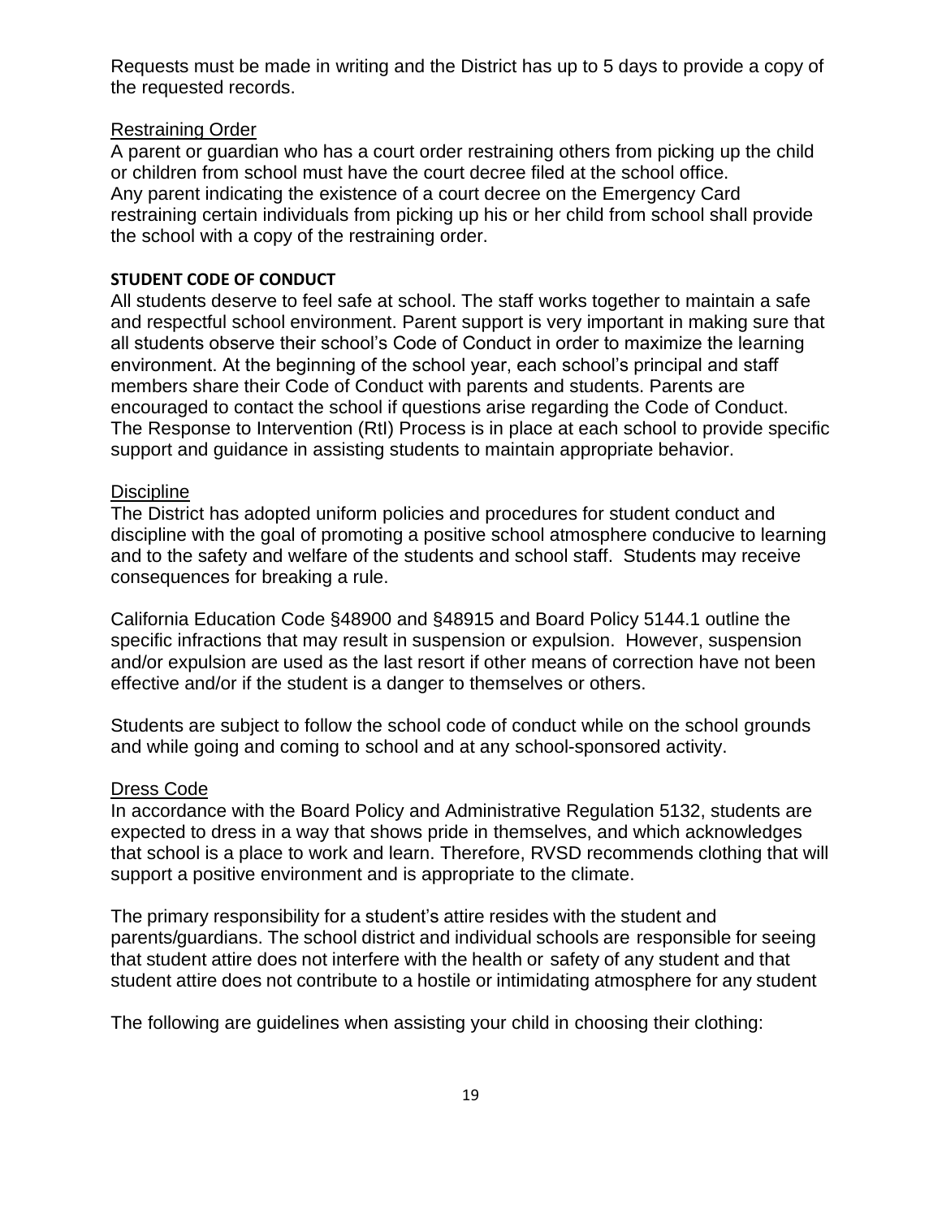Requests must be made in writing and the District has up to 5 days to provide a copy of the requested records.

Restraining Order

A parent or guardian who has a court order restraining others from picking up the child or children from school must have the court decree filed at the school office. Any parent indicating the existence of a court decree on the Emergency Card restraining certain individuals from picking up his or her child from school shall provide the school with a copy of the restraining order.

**STUDENT CODE OF CONDUCT**

All students deserve to feel safe at school. The staff works together to maintain a safe and respectful school environment. Parent support is very important in making sure that all students observe their school's Code of Conduct in order to maximize the learning environment. At the beginning of the school year, each school's principal and staff members share their Code of Conduct with parents and students. Parents are encouraged to contact the school if questions arise regarding the Code of Conduct. The Response to Intervention (RtI) Process is in place at each school to provide specific support and guidance in assisting students to maintain appropriate behavior.

Discipline

The District has adopted uniform policies and procedures for student conduct and discipline with the goal of promoting a positive school atmosphere conducive to learning and to the safety and welfare of the students and school staff. Students may receive consequences for breaking a rule.

California Education Code §48900 and §48915 and Board Policy 5144.1 outline the specific infractions that may result in suspension or expulsion. However, suspension and/or expulsion are used as the last resort if other means of correction have not been effective and/or if the student is a danger to themselves or others.

Students are subject to follow the school code of conduct while on the school grounds and while going and coming to school and at any school-sponsored activity.

Dress Code

In accordance with the Board Policy and Administrative Regulation 5132, students are expected to dress in a way that shows pride in themselves, and which acknowledges that school is a place to work and learn. Therefore, RVSD recommends clothing that will support a positive environment and is appropriate to the climate.

The primary responsibility for a student's attire resides with the student and parents/guardians. The school district and individual schools are responsible for seeing that student attire does not interfere with the health or safety of any student and that student attire does not contribute to a hostile or intimidating atmosphere for any student

The following are guidelines when assisting your child in choosing their clothing: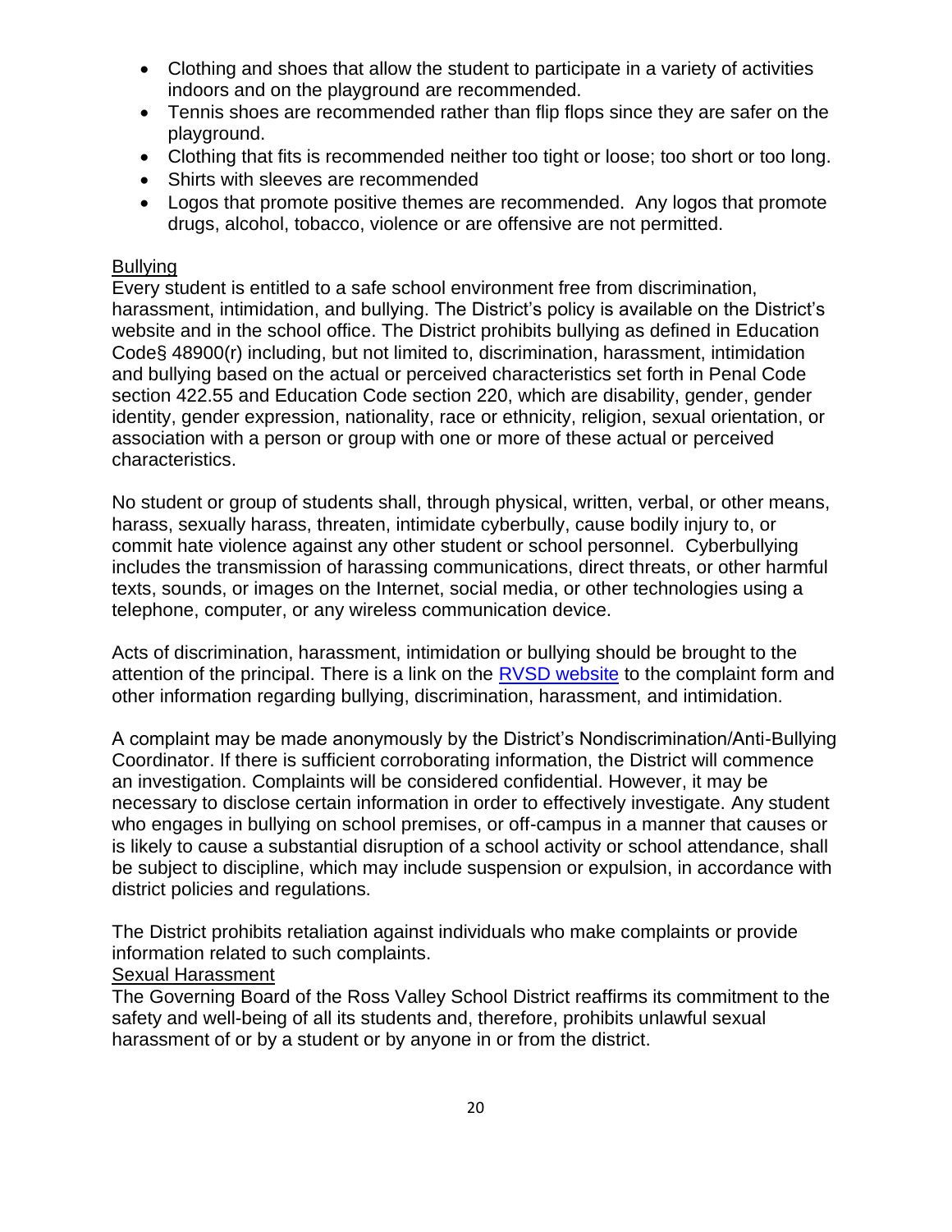- Clothing and shoes that allow the student to participate in a variety of activities indoors and on the playground are recommended.
- Tennis shoes are recommended rather than flip flops since they are safer on the playground.
- Clothing that fits is recommended neither too tight or loose; too short or too long.
- Shirts with sleeves are recommended
- Logos that promote positive themes are recommended. Any logos that promote drugs, alcohol, tobacco, violence or are offensive are not permitted.

<u>Bullying</u>

Every student is entitled to a safe school environment free from discrimination, harassment, intimidation, and bullying. The District's policy is available on the District's website and in the school office. The District prohibits bullying as defined in Education Code§ 48900(r) including, but not limited to, discrimination, harassment, intimidation and bullying based on the actual or perceived characteristics set forth in Penal Code section 422.55 and Education Code section 220, which are disability, gender, gender identity, gender expression, nationality, race or ethnicity, religion, sexual orientation, or association with a person or group with one or more of these actual or perceived characteristics.

No student or group of students shall, through physical, written, verbal, or other means, harass, sexually harass, threaten, intimidate cyberbully, cause bodily injury to, or commit hate violence against any other student or school personnel. Cyberbullying includes the transmission of harassing communications, direct threats, or other harmful texts, sounds, or images on the Internet, social media, or other technologies using a telephone, computer, or any wireless communication device.

Acts of discrimination, harassment, intimidation or bullying should be brought to the attention of the principal. There is a link on the [RVSD website] to the complaint form and other information regarding bullying, discrimination, harassment, and intimidation.

A complaint may be made anonymously by the District's Nondiscrimination/Anti-Bullying Coordinator. If there is sufficient corroborating information, the District will commence an investigation. Complaints will be considered confidential. However, it may be necessary to disclose certain information in order to effectively investigate. Any student who engages in bullying on school premises, or off-campus in a manner that causes or is likely to cause a substantial disruption of a school activity or school attendance, shall be subject to discipline, which may include suspension or expulsion, in accordance with district policies and regulations.

The District prohibits retaliation against individuals who make complaints or provide information related to such complaints.

<u>Sexual Harassment</u>

The Governing Board of the Ross Valley School District reaffirms its commitment to the safety and well-being of all its students and, therefore, prohibits unlawful sexual harassment of or by a student or by anyone in or from the district.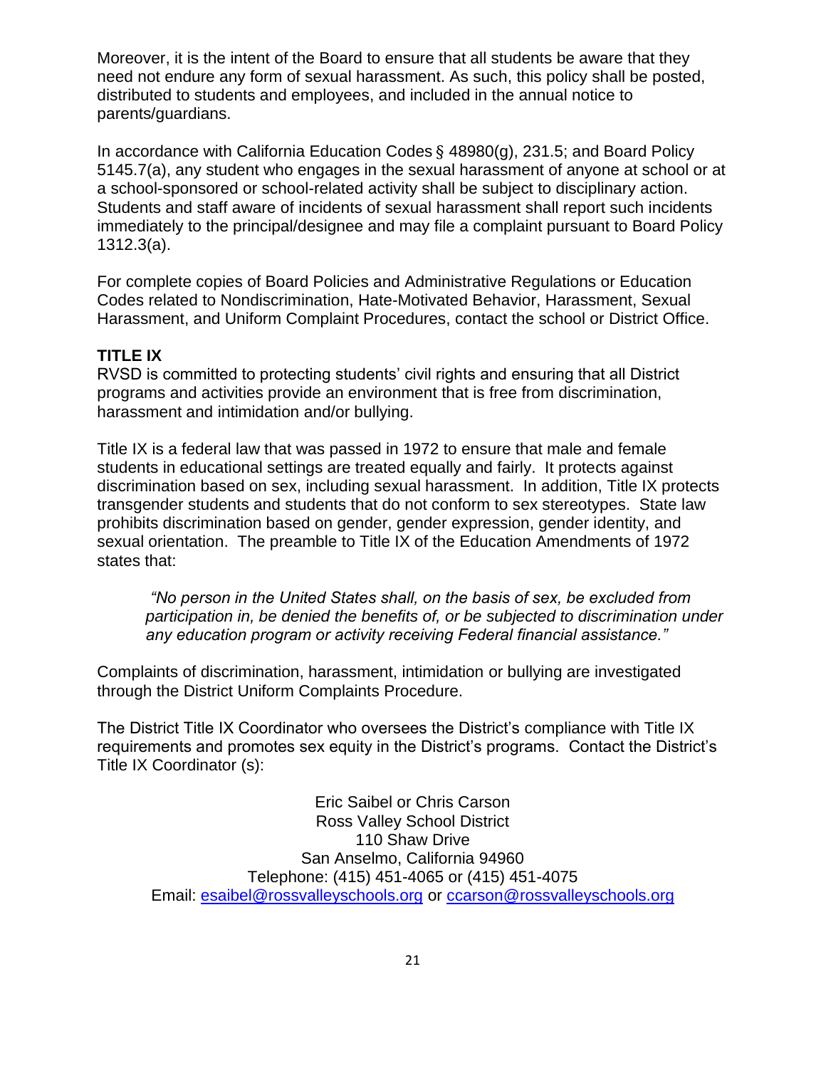Moreover, it is the intent of the Board to ensure that all students be aware that they need not endure any form of sexual harassment. As such, this policy shall be posted, distributed to students and employees, and included in the annual notice to parents/guardians.

In accordance with California Education Codes § 48980(g), 231.5; and Board Policy 5145.7(a), any student who engages in the sexual harassment of anyone at school or at a school-sponsored or school-related activity shall be subject to disciplinary action. Students and staff aware of incidents of sexual harassment shall report such incidents immediately to the principal/designee and may file a complaint pursuant to Board Policy 1312.3(a).

For complete copies of Board Policies and Administrative Regulations or Education Codes related to Nondiscrimination, Hate-Motivated Behavior, Harassment, Sexual Harassment, and Uniform Complaint Procedures, contact the school or District Office.

**TITLE IX**

RVSD is committed to protecting students' civil rights and ensuring that all District programs and activities provide an environment that is free from discrimination, harassment and intimidation and/or bullying.

Title IX is a federal law that was passed in 1972 to ensure that male and female students in educational settings are treated equally and fairly. It protects against discrimination based on sex, including sexual harassment. In addition, Title IX protects transgender students and students that do not conform to sex stereotypes. State law prohibits discrimination based on gender, gender expression, gender identity, and sexual orientation. The preamble to Title IX of the Education Amendments of 1972 states that:

> *"No person in the United States shall, on the basis of sex, be excluded from participation in, be denied the benefits of, or be subjected to discrimination under any education program or activity receiving Federal financial assistance."*

Complaints of discrimination, harassment, intimidation or bullying are investigated through the District Uniform Complaints Procedure.

The District Title IX Coordinator who oversees the District's compliance with Title IX requirements and promotes sex equity in the District's programs. Contact the District's Title IX Coordinator (s):

Eric Saibel or Chris Carson
Ross Valley School District
110 Shaw Drive
San Anselmo, California 94960
Telephone: (415) 451-4065 or (415) 451-4075
Email: esaibel@rossvalleyschools.org or ccarson@rossvalleyschools.org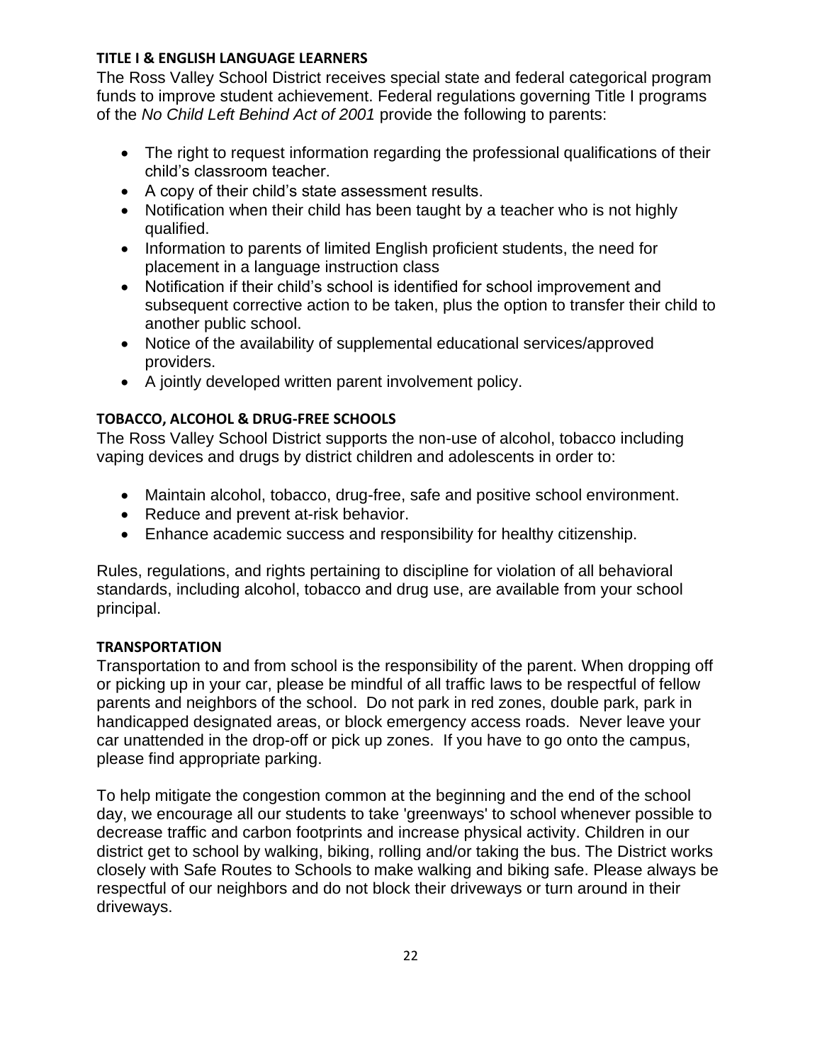**TITLE I & ENGLISH LANGUAGE LEARNERS**

The Ross Valley School District receives special state and federal categorical program funds to improve student achievement. Federal regulations governing Title I programs of the *No Child Left Behind Act of 2001* provide the following to parents:

- The right to request information regarding the professional qualifications of their child's classroom teacher.
- A copy of their child's state assessment results.
- Notification when their child has been taught by a teacher who is not highly qualified.
- Information to parents of limited English proficient students, the need for placement in a language instruction class
- Notification if their child's school is identified for school improvement and subsequent corrective action to be taken, plus the option to transfer their child to another public school.
- Notice of the availability of supplemental educational services/approved providers.
- A jointly developed written parent involvement policy.

**TOBACCO, ALCOHOL & DRUG-FREE SCHOOLS**

The Ross Valley School District supports the non-use of alcohol, tobacco including vaping devices and drugs by district children and adolescents in order to:

- Maintain alcohol, tobacco, drug-free, safe and positive school environment.
- Reduce and prevent at-risk behavior.
- Enhance academic success and responsibility for healthy citizenship.

Rules, regulations, and rights pertaining to discipline for violation of all behavioral standards, including alcohol, tobacco and drug use, are available from your school principal.

**TRANSPORTATION**

Transportation to and from school is the responsibility of the parent. When dropping off or picking up in your car, please be mindful of all traffic laws to be respectful of fellow parents and neighbors of the school. Do not park in red zones, double park, park in handicapped designated areas, or block emergency access roads. Never leave your car unattended in the drop-off or pick up zones. If you have to go onto the campus, please find appropriate parking.

To help mitigate the congestion common at the beginning and the end of the school day, we encourage all our students to take 'greenways' to school whenever possible to decrease traffic and carbon footprints and increase physical activity. Children in our district get to school by walking, biking, rolling and/or taking the bus. The District works closely with Safe Routes to Schools to make walking and biking safe. Please always be respectful of our neighbors and do not block their driveways or turn around in their driveways.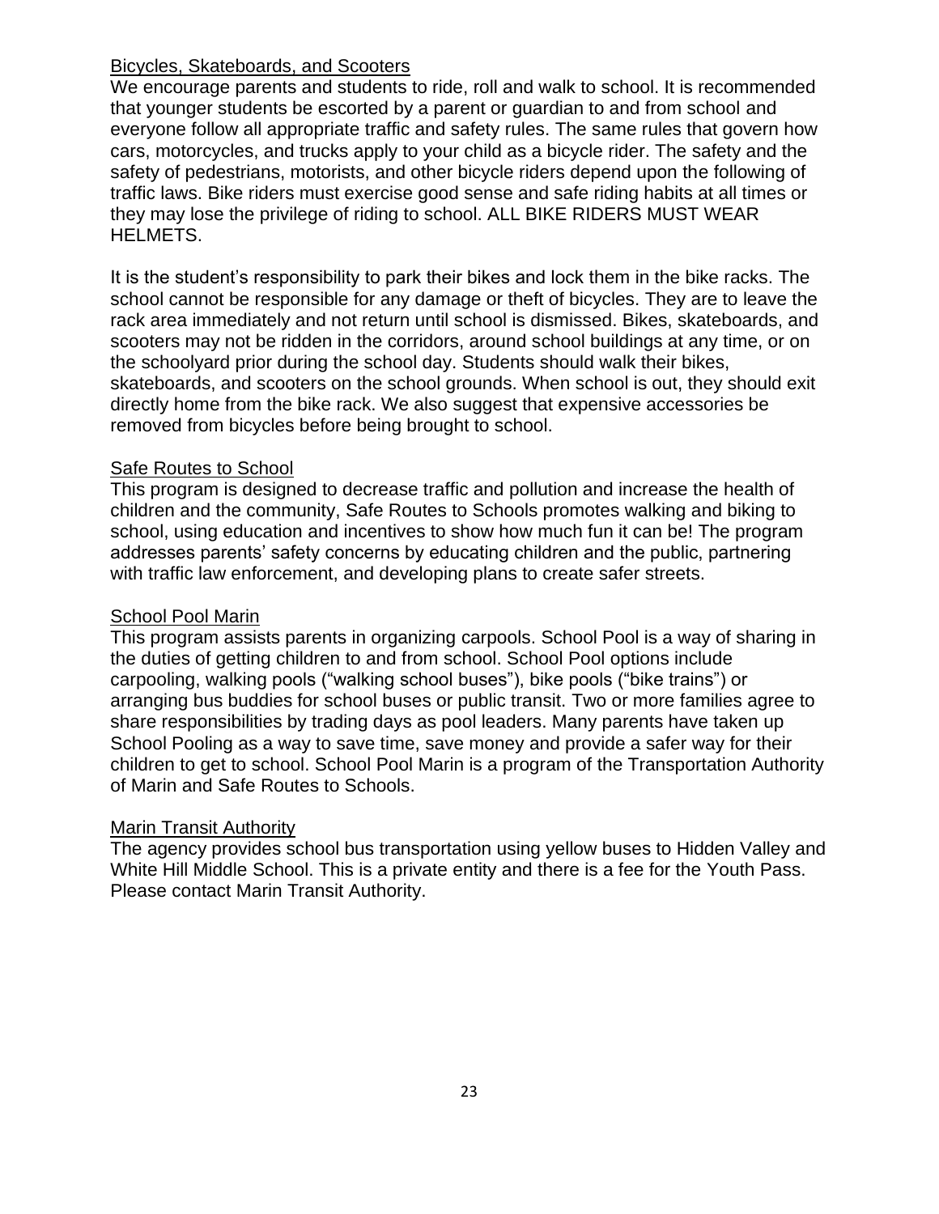## Bicycles, Skateboards, and Scooters

We encourage parents and students to ride, roll and walk to school. It is recommended that younger students be escorted by a parent or guardian to and from school and everyone follow all appropriate traffic and safety rules. The same rules that govern how cars, motorcycles, and trucks apply to your child as a bicycle rider. The safety and the safety of pedestrians, motorists, and other bicycle riders depend upon the following of traffic laws. Bike riders must exercise good sense and safe riding habits at all times or they may lose the privilege of riding to school. ALL BIKE RIDERS MUST WEAR HELMETS.

It is the student's responsibility to park their bikes and lock them in the bike racks. The school cannot be responsible for any damage or theft of bicycles. They are to leave the rack area immediately and not return until school is dismissed. Bikes, skateboards, and scooters may not be ridden in the corridors, around school buildings at any time, or on the schoolyard prior during the school day. Students should walk their bikes, skateboards, and scooters on the school grounds. When school is out, they should exit directly home from the bike rack. We also suggest that expensive accessories be removed from bicycles before being brought to school.

## Safe Routes to School

This program is designed to decrease traffic and pollution and increase the health of children and the community, Safe Routes to Schools promotes walking and biking to school, using education and incentives to show how much fun it can be! The program addresses parents' safety concerns by educating children and the public, partnering with traffic law enforcement, and developing plans to create safer streets.

## School Pool Marin

This program assists parents in organizing carpools. School Pool is a way of sharing in the duties of getting children to and from school. School Pool options include carpooling, walking pools ("walking school buses"), bike pools ("bike trains") or arranging bus buddies for school buses or public transit. Two or more families agree to share responsibilities by trading days as pool leaders. Many parents have taken up School Pooling as a way to save time, save money and provide a safer way for their children to get to school. School Pool Marin is a program of the Transportation Authority of Marin and Safe Routes to Schools.

## Marin Transit Authority

The agency provides school bus transportation using yellow buses to Hidden Valley and White Hill Middle School. This is a private entity and there is a fee for the Youth Pass. Please contact Marin Transit Authority.